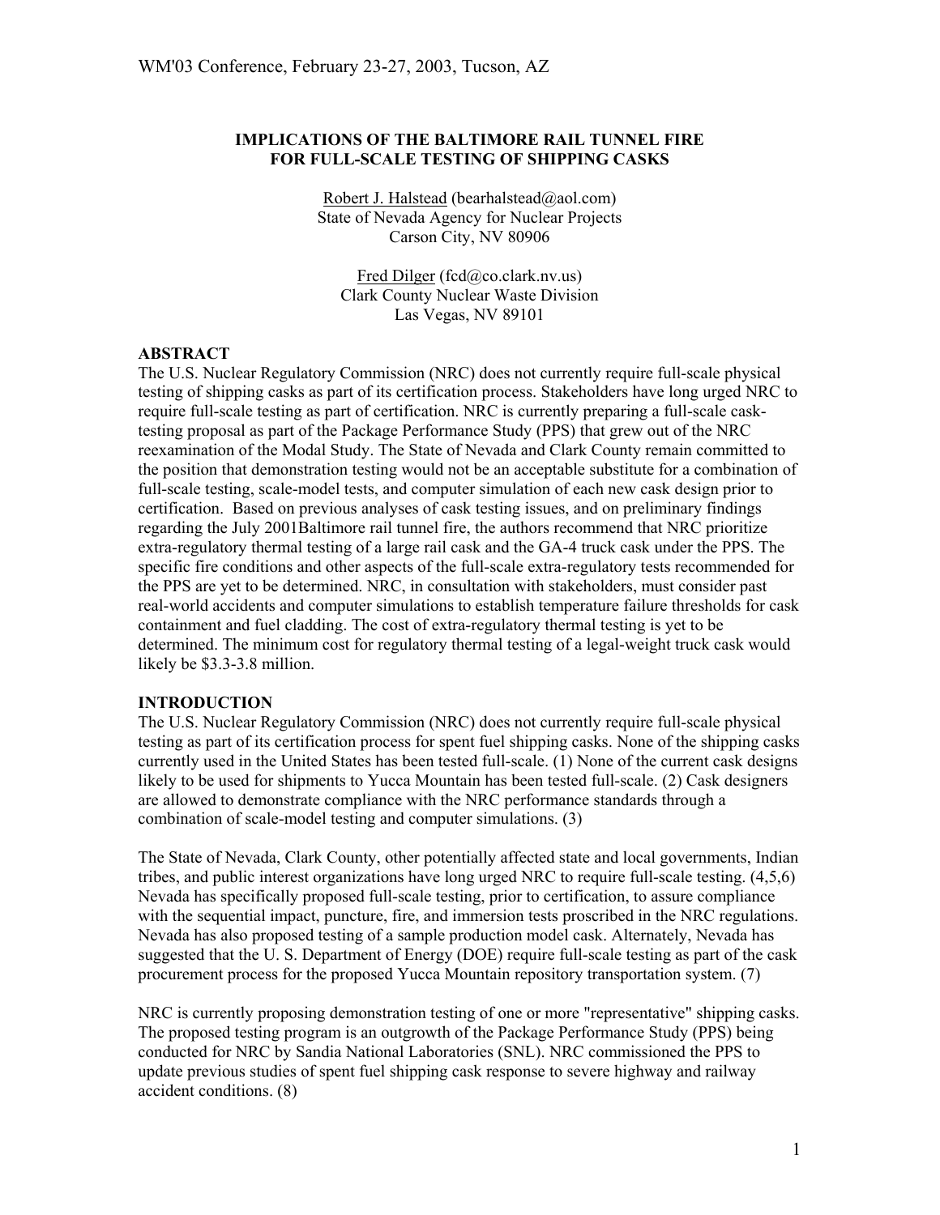# IMPLICATIONS OF THE BALTIMORE RAIL TUNNEL FIRE FOR FULL-SCALE TESTING OF SHIPPING CASKS

Robert J. Halstead (bearhalstead@aol.com)
State of Nevada Agency for Nuclear Projects
Carson City, NV 80906

Fred Dilger (fcd@co.clark.nv.us)
Clark County Nuclear Waste Division
Las Vegas, NV 89101

## ABSTRACT

The U.S. Nuclear Regulatory Commission (NRC) does not currently require full-scale physical testing of shipping casks as part of its certification process. Stakeholders have long urged NRC to require full-scale testing as part of certification. NRC is currently preparing a full-scale cask-testing proposal as part of the Package Performance Study (PPS) that grew out of the NRC reexamination of the Modal Study. The State of Nevada and Clark County remain committed to the position that demonstration testing would not be an acceptable substitute for a combination of full-scale testing, scale-model tests, and computer simulation of each new cask design prior to certification. Based on previous analyses of cask testing issues, and on preliminary findings regarding the July 2001Baltimore rail tunnel fire, the authors recommend that NRC prioritize extra-regulatory thermal testing of a large rail cask and the GA-4 truck cask under the PPS. The specific fire conditions and other aspects of the full-scale extra-regulatory tests recommended for the PPS are yet to be determined. NRC, in consultation with stakeholders, must consider past real-world accidents and computer simulations to establish temperature failure thresholds for cask containment and fuel cladding. The cost of extra-regulatory thermal testing is yet to be determined. The minimum cost for regulatory thermal testing of a legal-weight truck cask would likely be $3.3-3.8 million.

## INTRODUCTION

The U.S. Nuclear Regulatory Commission (NRC) does not currently require full-scale physical testing as part of its certification process for spent fuel shipping casks. None of the shipping casks currently used in the United States has been tested full-scale. (1) None of the current cask designs likely to be used for shipments to Yucca Mountain has been tested full-scale. (2) Cask designers are allowed to demonstrate compliance with the NRC performance standards through a combination of scale-model testing and computer simulations. (3)

The State of Nevada, Clark County, other potentially affected state and local governments, Indian tribes, and public interest organizations have long urged NRC to require full-scale testing. (4,5,6) Nevada has specifically proposed full-scale testing, prior to certification, to assure compliance with the sequential impact, puncture, fire, and immersion tests proscribed in the NRC regulations. Nevada has also proposed testing of a sample production model cask. Alternately, Nevada has suggested that the U. S. Department of Energy (DOE) require full-scale testing as part of the cask procurement process for the proposed Yucca Mountain repository transportation system. (7)

NRC is currently proposing demonstration testing of one or more "representative" shipping casks. The proposed testing program is an outgrowth of the Package Performance Study (PPS) being conducted for NRC by Sandia National Laboratories (SNL). NRC commissioned the PPS to update previous studies of spent fuel shipping cask response to severe highway and railway accident conditions. (8)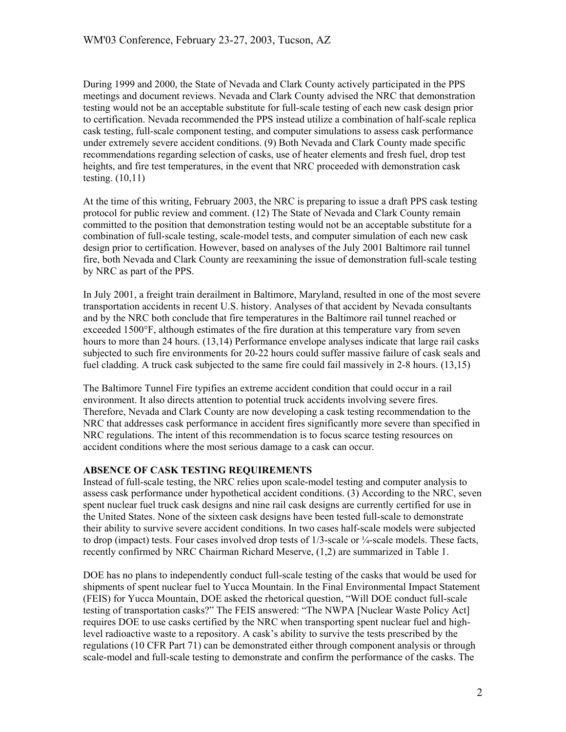During 1999 and 2000, the State of Nevada and Clark County actively participated in the PPS meetings and document reviews. Nevada and Clark County advised the NRC that demonstration testing would not be an acceptable substitute for full-scale testing of each new cask design prior to certification. Nevada recommended the PPS instead utilize a combination of half-scale replica cask testing, full-scale component testing, and computer simulations to assess cask performance under extremely severe accident conditions. (9) Both Nevada and Clark County made specific recommendations regarding selection of casks, use of heater elements and fresh fuel, drop test heights, and fire test temperatures, in the event that NRC proceeded with demonstration cask testing. (10,11)

At the time of this writing, February 2003, the NRC is preparing to issue a draft PPS cask testing protocol for public review and comment. (12) The State of Nevada and Clark County remain committed to the position that demonstration testing would not be an acceptable substitute for a combination of full-scale testing, scale-model tests, and computer simulation of each new cask design prior to certification. However, based on analyses of the July 2001 Baltimore rail tunnel fire, both Nevada and Clark County are reexamining the issue of demonstration full-scale testing by NRC as part of the PPS.

In July 2001, a freight train derailment in Baltimore, Maryland, resulted in one of the most severe transportation accidents in recent U.S. history. Analyses of that accident by Nevada consultants and by the NRC both conclude that fire temperatures in the Baltimore rail tunnel reached or exceeded 1500°F, although estimates of the fire duration at this temperature vary from seven hours to more than 24 hours. (13,14) Performance envelope analyses indicate that large rail casks subjected to such fire environments for 20-22 hours could suffer massive failure of cask seals and fuel cladding. A truck cask subjected to the same fire could fail massively in 2-8 hours. (13,15)

The Baltimore Tunnel Fire typifies an extreme accident condition that could occur in a rail environment. It also directs attention to potential truck accidents involving severe fires. Therefore, Nevada and Clark County are now developing a cask testing recommendation to the NRC that addresses cask performance in accident fires significantly more severe than specified in NRC regulations. The intent of this recommendation is to focus scarce testing resources on accident conditions where the most serious damage to a cask can occur.

## ABSENCE OF CASK TESTING REQUIREMENTS

Instead of full-scale testing, the NRC relies upon scale-model testing and computer analysis to assess cask performance under hypothetical accident conditions. (3) According to the NRC, seven spent nuclear fuel truck cask designs and nine rail cask designs are currently certified for use in the United States. None of the sixteen cask designs have been tested full-scale to demonstrate their ability to survive severe accident conditions. In two cases half-scale models were subjected to drop (impact) tests. Four cases involved drop tests of 1/3-scale or ¼-scale models. These facts, recently confirmed by NRC Chairman Richard Meserve, (1,2) are summarized in Table 1.

DOE has no plans to independently conduct full-scale testing of the casks that would be used for shipments of spent nuclear fuel to Yucca Mountain. In the Final Environmental Impact Statement (FEIS) for Yucca Mountain, DOE asked the rhetorical question, "Will DOE conduct full-scale testing of transportation casks?" The FEIS answered: "The NWPA [Nuclear Waste Policy Act] requires DOE to use casks certified by the NRC when transporting spent nuclear fuel and high-level radioactive waste to a repository. A cask's ability to survive the tests prescribed by the regulations (10 CFR Part 71) can be demonstrated either through component analysis or through scale-model and full-scale testing to demonstrate and confirm the performance of the casks. The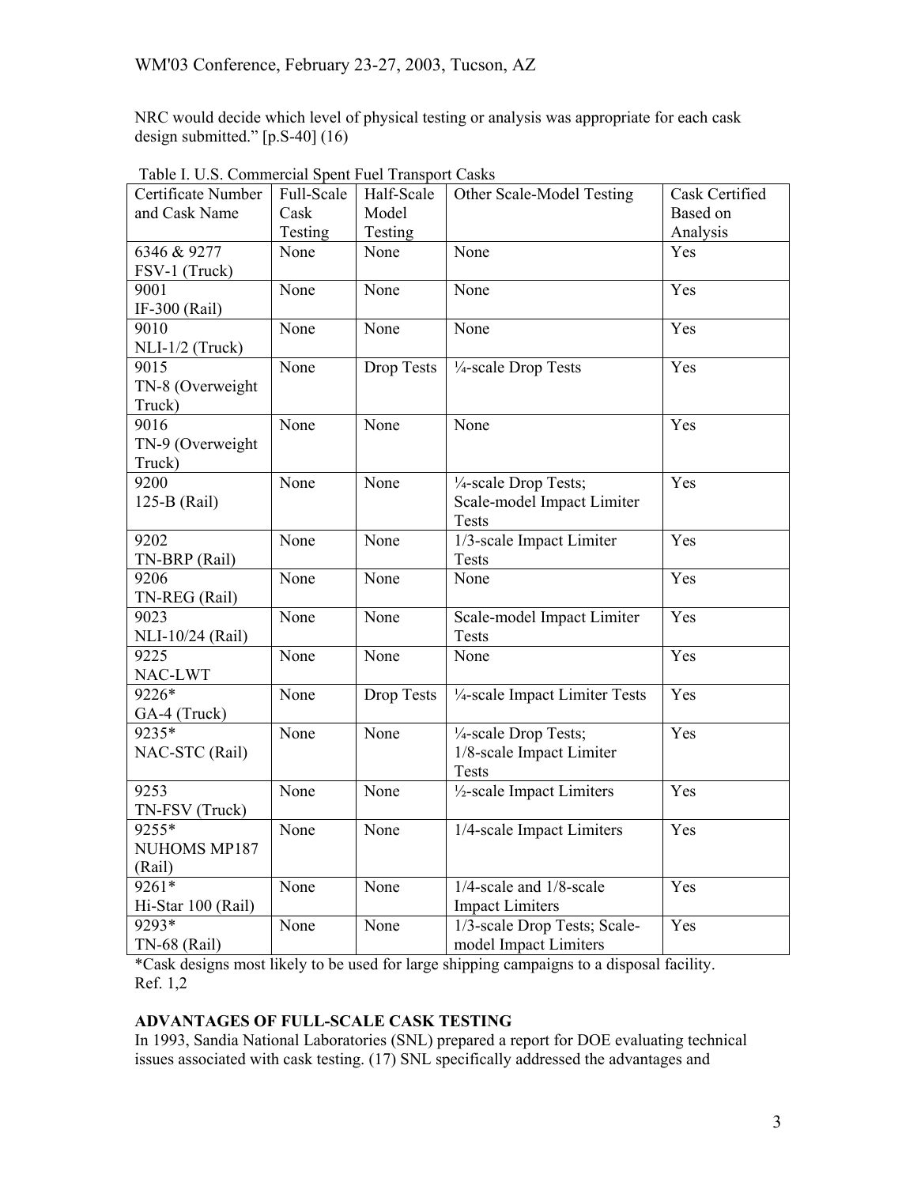NRC would decide which level of physical testing or analysis was appropriate for each cask design submitted." [p.S-40] (16)

Table I. U.S. Commercial Spent Fuel Transport Casks

| Certificate Number and Cask Name | Full-Scale Cask Testing | Half-Scale Model Testing | Other Scale-Model Testing | Cask Certified Based on Analysis |
|---|---|---|---|---|
| 6346 & 9277 FSV-1 (Truck) | None | None | None | Yes |
| 9001 IF-300 (Rail) | None | None | None | Yes |
| 9010 NLI-1/2 (Truck) | None | None | None | Yes |
| 9015 TN-8 (Overweight Truck) | None | Drop Tests | ¼-scale Drop Tests | Yes |
| 9016 TN-9 (Overweight Truck) | None | None | None | Yes |
| 9200 125-B (Rail) | None | None | ¼-scale Drop Tests; Scale-model Impact Limiter Tests | Yes |
| 9202 TN-BRP (Rail) | None | None | 1/3-scale Impact Limiter Tests | Yes |
| 9206 TN-REG (Rail) | None | None | None | Yes |
| 9023 NLI-10/24 (Rail) | None | None | Scale-model Impact Limiter Tests | Yes |
| 9225 NAC-LWT | None | None | None | Yes |
| 9226* GA-4 (Truck) | None | Drop Tests | ¼-scale Impact Limiter Tests | Yes |
| 9235* NAC-STC (Rail) | None | None | ¼-scale Drop Tests; 1/8-scale Impact Limiter Tests | Yes |
| 9253 TN-FSV (Truck) | None | None | ½-scale Impact Limiters | Yes |
| 9255* NUHOMS MP187 (Rail) | None | None | 1/4-scale Impact Limiters | Yes |
| 9261* Hi-Star 100 (Rail) | None | None | 1/4-scale and 1/8-scale Impact Limiters | Yes |
| 9293* TN-68 (Rail) | None | None | 1/3-scale Drop Tests; Scale-model Impact Limiters | Yes |

*Cask designs most likely to be used for large shipping campaigns to a disposal facility.
Ref. 1,2

## ADVANTAGES OF FULL-SCALE CASK TESTING

In 1993, Sandia National Laboratories (SNL) prepared a report for DOE evaluating technical issues associated with cask testing. (17) SNL specifically addressed the advantages and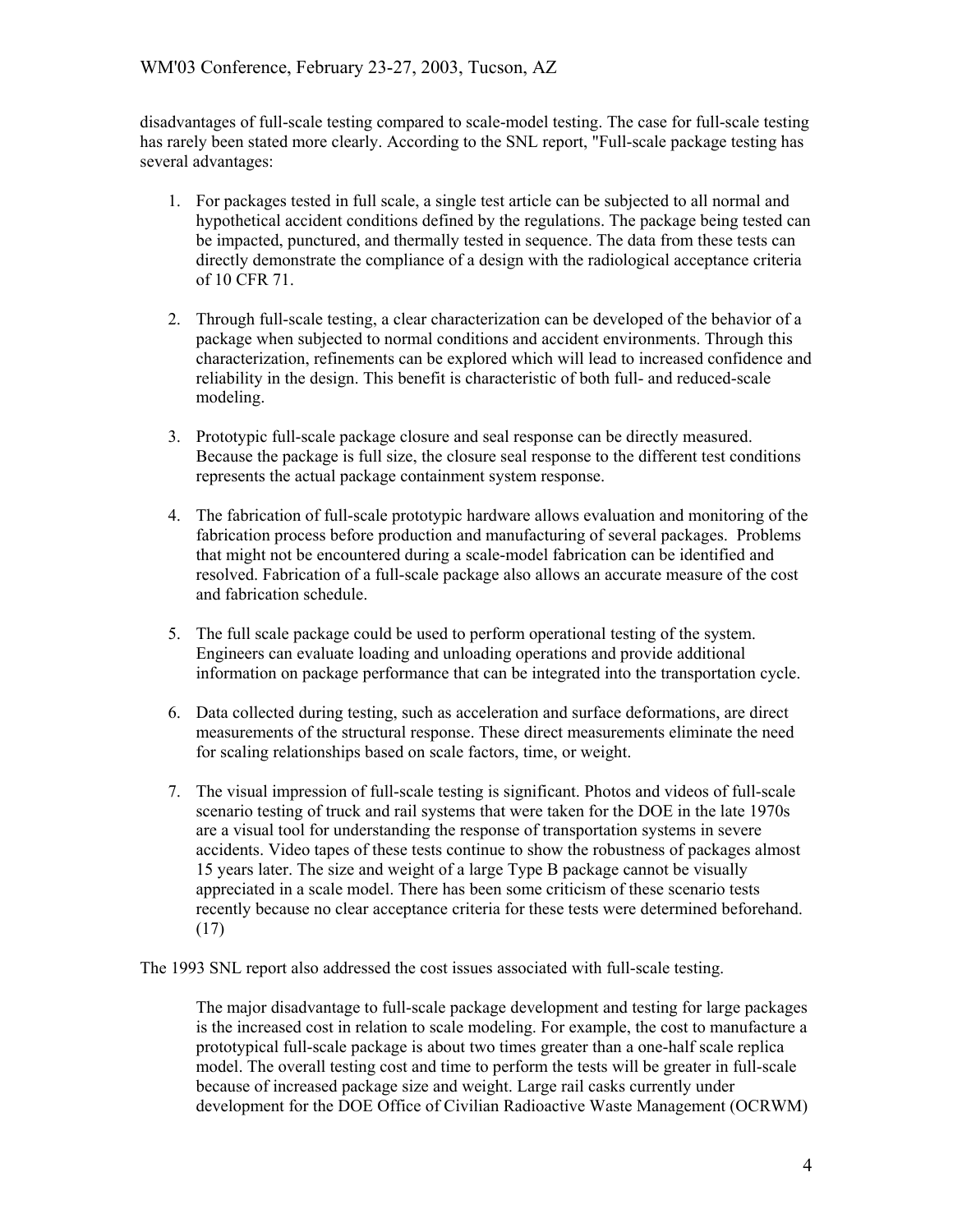disadvantages of full-scale testing compared to scale-model testing. The case for full-scale testing has rarely been stated more clearly. According to the SNL report, "Full-scale package testing has several advantages:

1. For packages tested in full scale, a single test article can be subjected to all normal and hypothetical accident conditions defined by the regulations. The package being tested can be impacted, punctured, and thermally tested in sequence. The data from these tests can directly demonstrate the compliance of a design with the radiological acceptance criteria of 10 CFR 71.

2. Through full-scale testing, a clear characterization can be developed of the behavior of a package when subjected to normal conditions and accident environments. Through this characterization, refinements can be explored which will lead to increased confidence and reliability in the design. This benefit is characteristic of both full- and reduced-scale modeling.

3. Prototypic full-scale package closure and seal response can be directly measured. Because the package is full size, the closure seal response to the different test conditions represents the actual package containment system response.

4. The fabrication of full-scale prototypic hardware allows evaluation and monitoring of the fabrication process before production and manufacturing of several packages. Problems that might not be encountered during a scale-model fabrication can be identified and resolved. Fabrication of a full-scale package also allows an accurate measure of the cost and fabrication schedule.

5. The full scale package could be used to perform operational testing of the system. Engineers can evaluate loading and unloading operations and provide additional information on package performance that can be integrated into the transportation cycle.

6. Data collected during testing, such as acceleration and surface deformations, are direct measurements of the structural response. These direct measurements eliminate the need for scaling relationships based on scale factors, time, or weight.

7. The visual impression of full-scale testing is significant. Photos and videos of full-scale scenario testing of truck and rail systems that were taken for the DOE in the late 1970s are a visual tool for understanding the response of transportation systems in severe accidents. Video tapes of these tests continue to show the robustness of packages almost 15 years later. The size and weight of a large Type B package cannot be visually appreciated in a scale model. There has been some criticism of these scenario tests recently because no clear acceptance criteria for these tests were determined beforehand. (17)

The 1993 SNL report also addressed the cost issues associated with full-scale testing.

> The major disadvantage to full-scale package development and testing for large packages is the increased cost in relation to scale modeling. For example, the cost to manufacture a prototypical full-scale package is about two times greater than a one-half scale replica model. The overall testing cost and time to perform the tests will be greater in full-scale because of increased package size and weight. Large rail casks currently under development for the DOE Office of Civilian Radioactive Waste Management (OCRWM)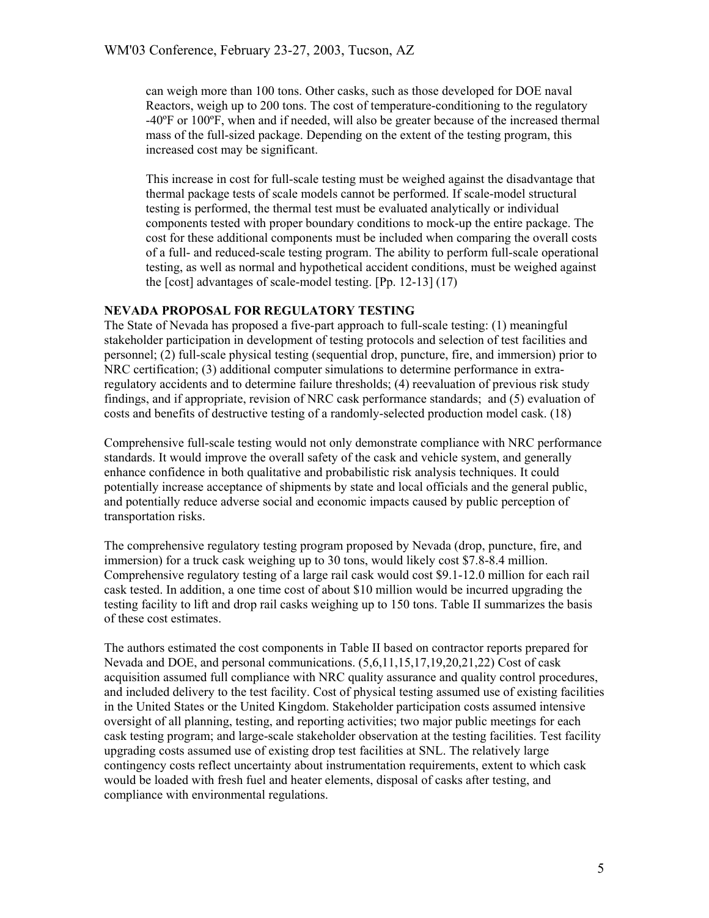can weigh more than 100 tons. Other casks, such as those developed for DOE naval Reactors, weigh up to 200 tons. The cost of temperature-conditioning to the regulatory -40ºF or 100ºF, when and if needed, will also be greater because of the increased thermal mass of the full-sized package. Depending on the extent of the testing program, this increased cost may be significant.

This increase in cost for full-scale testing must be weighed against the disadvantage that thermal package tests of scale models cannot be performed. If scale-model structural testing is performed, the thermal test must be evaluated analytically or individual components tested with proper boundary conditions to mock-up the entire package. The cost for these additional components must be included when comparing the overall costs of a full- and reduced-scale testing program. The ability to perform full-scale operational testing, as well as normal and hypothetical accident conditions, must be weighed against the [cost] advantages of scale-model testing. [Pp. 12-13] (17)

## NEVADA PROPOSAL FOR REGULATORY TESTING

The State of Nevada has proposed a five-part approach to full-scale testing: (1) meaningful stakeholder participation in development of testing protocols and selection of test facilities and personnel; (2) full-scale physical testing (sequential drop, puncture, fire, and immersion) prior to NRC certification; (3) additional computer simulations to determine performance in extra-regulatory accidents and to determine failure thresholds; (4) reevaluation of previous risk study findings, and if appropriate, revision of NRC cask performance standards; and (5) evaluation of costs and benefits of destructive testing of a randomly-selected production model cask. (18)

Comprehensive full-scale testing would not only demonstrate compliance with NRC performance standards. It would improve the overall safety of the cask and vehicle system, and generally enhance confidence in both qualitative and probabilistic risk analysis techniques. It could potentially increase acceptance of shipments by state and local officials and the general public, and potentially reduce adverse social and economic impacts caused by public perception of transportation risks.

The comprehensive regulatory testing program proposed by Nevada (drop, puncture, fire, and immersion) for a truck cask weighing up to 30 tons, would likely cost \$7.8-8.4 million. Comprehensive regulatory testing of a large rail cask would cost \$9.1-12.0 million for each rail cask tested. In addition, a one time cost of about \$10 million would be incurred upgrading the testing facility to lift and drop rail casks weighing up to 150 tons. Table II summarizes the basis of these cost estimates.

The authors estimated the cost components in Table II based on contractor reports prepared for Nevada and DOE, and personal communications. (5,6,11,15,17,19,20,21,22) Cost of cask acquisition assumed full compliance with NRC quality assurance and quality control procedures, and included delivery to the test facility. Cost of physical testing assumed use of existing facilities in the United States or the United Kingdom. Stakeholder participation costs assumed intensive oversight of all planning, testing, and reporting activities; two major public meetings for each cask testing program; and large-scale stakeholder observation at the testing facilities. Test facility upgrading costs assumed use of existing drop test facilities at SNL. The relatively large contingency costs reflect uncertainty about instrumentation requirements, extent to which cask would be loaded with fresh fuel and heater elements, disposal of casks after testing, and compliance with environmental regulations.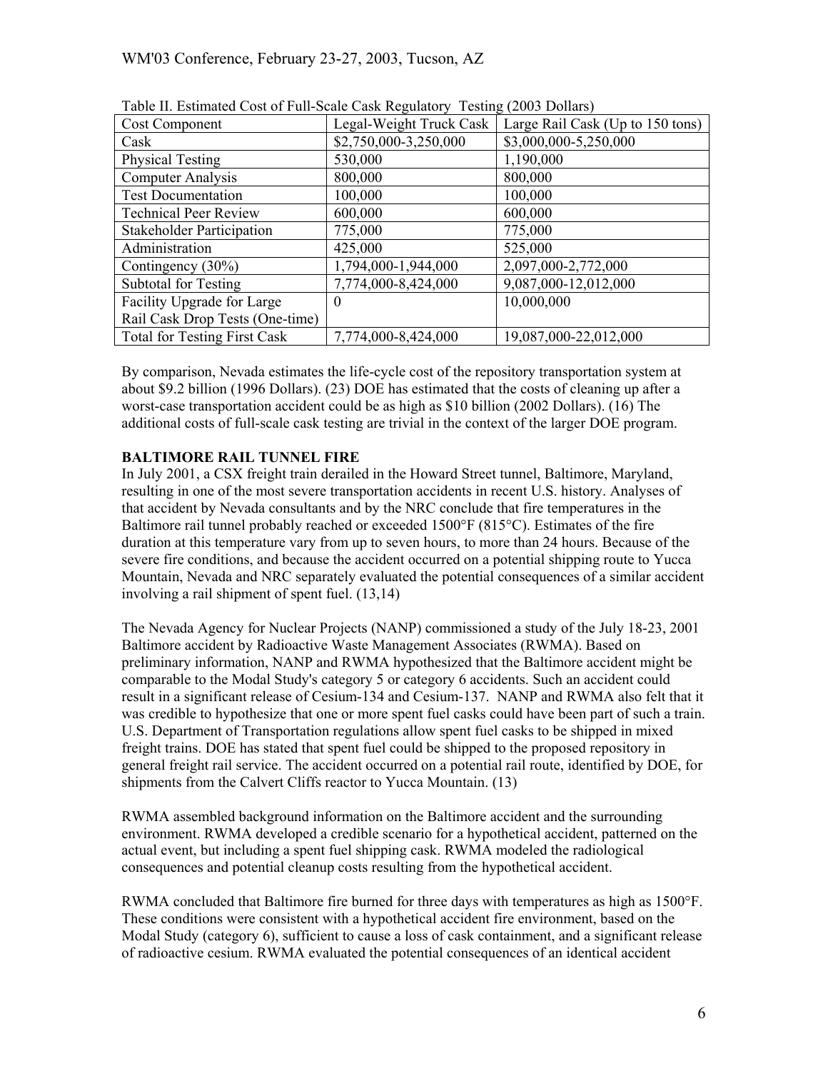Table II. Estimated Cost of Full-Scale Cask Regulatory Testing (2003 Dollars)

| Cost Component | Legal-Weight Truck Cask | Large Rail Cask (Up to 150 tons) |
| --- | --- | --- |
| Cask | $2,750,000-3,250,000 | $3,000,000-5,250,000 |
| Physical Testing | 530,000 | 1,190,000 |
| Computer Analysis | 800,000 | 800,000 |
| Test Documentation | 100,000 | 100,000 |
| Technical Peer Review | 600,000 | 600,000 |
| Stakeholder Participation | 775,000 | 775,000 |
| Administration | 425,000 | 525,000 |
| Contingency (30%) | 1,794,000-1,944,000 | 2,097,000-2,772,000 |
| Subtotal for Testing | 7,774,000-8,424,000 | 9,087,000-12,012,000 |
| Facility Upgrade for Large Rail Cask Drop Tests (One-time) | 0 | 10,000,000 |
| Total for Testing First Cask | 7,774,000-8,424,000 | 19,087,000-22,012,000 |

By comparison, Nevada estimates the life-cycle cost of the repository transportation system at about $9.2 billion (1996 Dollars). (23) DOE has estimated that the costs of cleaning up after a worst-case transportation accident could be as high as $10 billion (2002 Dollars). (16) The additional costs of full-scale cask testing are trivial in the context of the larger DOE program.

**BALTIMORE RAIL TUNNEL FIRE**

In July 2001, a CSX freight train derailed in the Howard Street tunnel, Baltimore, Maryland, resulting in one of the most severe transportation accidents in recent U.S. history. Analyses of that accident by Nevada consultants and by the NRC conclude that fire temperatures in the Baltimore rail tunnel probably reached or exceeded 1500°F (815°C). Estimates of the fire duration at this temperature vary from up to seven hours, to more than 24 hours. Because of the severe fire conditions, and because the accident occurred on a potential shipping route to Yucca Mountain, Nevada and NRC separately evaluated the potential consequences of a similar accident involving a rail shipment of spent fuel. (13,14)

The Nevada Agency for Nuclear Projects (NANP) commissioned a study of the July 18-23, 2001 Baltimore accident by Radioactive Waste Management Associates (RWMA). Based on preliminary information, NANP and RWMA hypothesized that the Baltimore accident might be comparable to the Modal Study's category 5 or category 6 accidents. Such an accident could result in a significant release of Cesium-134 and Cesium-137. NANP and RWMA also felt that it was credible to hypothesize that one or more spent fuel casks could have been part of such a train. U.S. Department of Transportation regulations allow spent fuel casks to be shipped in mixed freight trains. DOE has stated that spent fuel could be shipped to the proposed repository in general freight rail service. The accident occurred on a potential rail route, identified by DOE, for shipments from the Calvert Cliffs reactor to Yucca Mountain. (13)

RWMA assembled background information on the Baltimore accident and the surrounding environment. RWMA developed a credible scenario for a hypothetical accident, patterned on the actual event, but including a spent fuel shipping cask. RWMA modeled the radiological consequences and potential cleanup costs resulting from the hypothetical accident.

RWMA concluded that Baltimore fire burned for three days with temperatures as high as 1500°F. These conditions were consistent with a hypothetical accident fire environment, based on the Modal Study (category 6), sufficient to cause a loss of cask containment, and a significant release of radioactive cesium. RWMA evaluated the potential consequences of an identical accident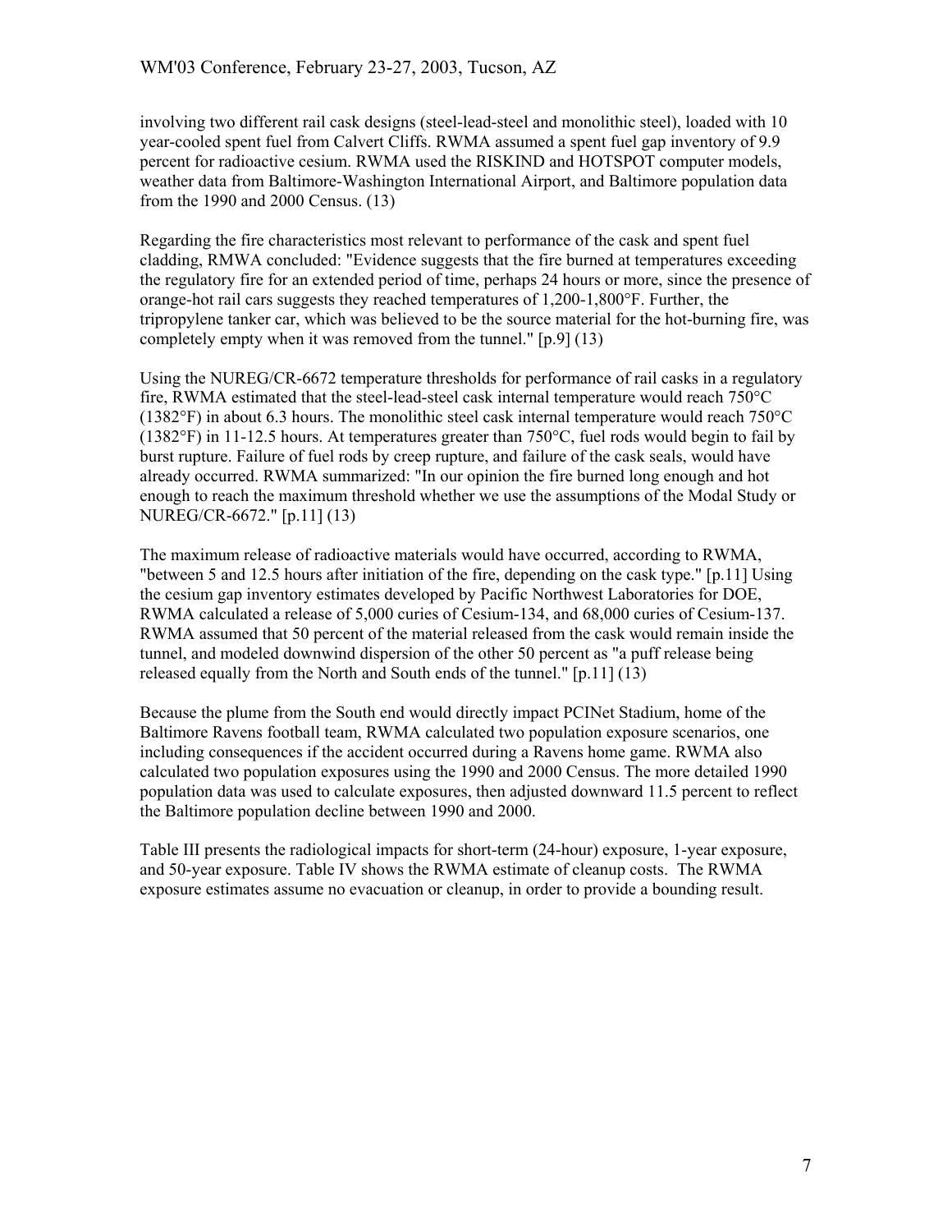involving two different rail cask designs (steel-lead-steel and monolithic steel), loaded with 10 year-cooled spent fuel from Calvert Cliffs. RWMA assumed a spent fuel gap inventory of 9.9 percent for radioactive cesium. RWMA used the RISKIND and HOTSPOT computer models, weather data from Baltimore-Washington International Airport, and Baltimore population data from the 1990 and 2000 Census. (13)

Regarding the fire characteristics most relevant to performance of the cask and spent fuel cladding, RMWA concluded: "Evidence suggests that the fire burned at temperatures exceeding the regulatory fire for an extended period of time, perhaps 24 hours or more, since the presence of orange-hot rail cars suggests they reached temperatures of 1,200-1,800°F. Further, the tripropylene tanker car, which was believed to be the source material for the hot-burning fire, was completely empty when it was removed from the tunnel." [p.9] (13)

Using the NUREG/CR-6672 temperature thresholds for performance of rail casks in a regulatory fire, RWMA estimated that the steel-lead-steel cask internal temperature would reach 750°C (1382°F) in about 6.3 hours. The monolithic steel cask internal temperature would reach 750°C (1382°F) in 11-12.5 hours. At temperatures greater than 750°C, fuel rods would begin to fail by burst rupture. Failure of fuel rods by creep rupture, and failure of the cask seals, would have already occurred. RWMA summarized: "In our opinion the fire burned long enough and hot enough to reach the maximum threshold whether we use the assumptions of the Modal Study or NUREG/CR-6672." [p.11] (13)

The maximum release of radioactive materials would have occurred, according to RWMA, "between 5 and 12.5 hours after initiation of the fire, depending on the cask type." [p.11] Using the cesium gap inventory estimates developed by Pacific Northwest Laboratories for DOE, RWMA calculated a release of 5,000 curies of Cesium-134, and 68,000 curies of Cesium-137. RWMA assumed that 50 percent of the material released from the cask would remain inside the tunnel, and modeled downwind dispersion of the other 50 percent as "a puff release being released equally from the North and South ends of the tunnel." [p.11] (13)

Because the plume from the South end would directly impact PCINet Stadium, home of the Baltimore Ravens football team, RWMA calculated two population exposure scenarios, one including consequences if the accident occurred during a Ravens home game. RWMA also calculated two population exposures using the 1990 and 2000 Census. The more detailed 1990 population data was used to calculate exposures, then adjusted downward 11.5 percent to reflect the Baltimore population decline between 1990 and 2000.

Table III presents the radiological impacts for short-term (24-hour) exposure, 1-year exposure, and 50-year exposure. Table IV shows the RWMA estimate of cleanup costs. The RWMA exposure estimates assume no evacuation or cleanup, in order to provide a bounding result.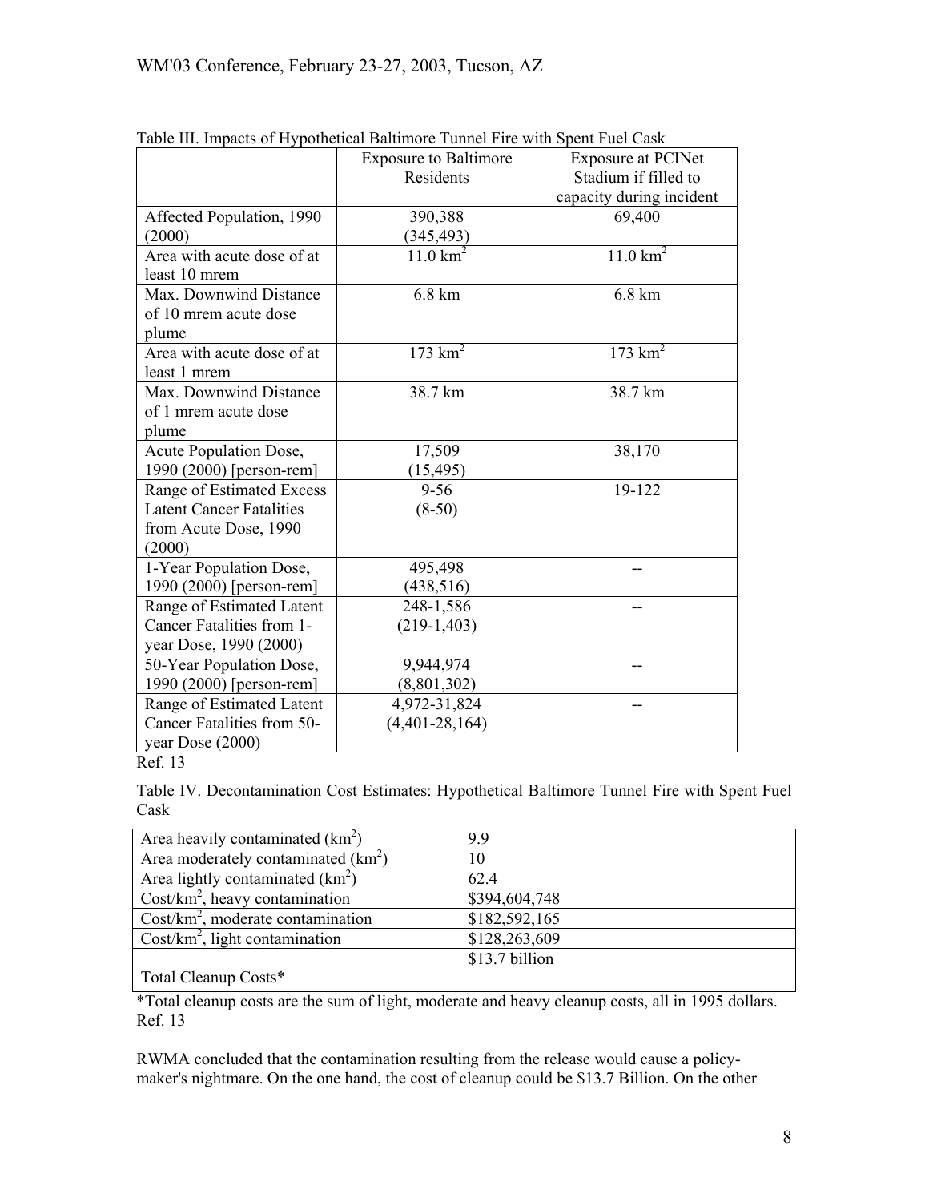Table III. Impacts of Hypothetical Baltimore Tunnel Fire with Spent Fuel Cask

| | Exposure to Baltimore Residents | Exposure at PCINet Stadium if filled to capacity during incident |
|---|---|---|
| Affected Population, 1990 (2000) | 390,388 (345,493) | 69,400 |
| Area with acute dose of at least 10 mrem | 11.0 $km^2$ | 11.0 $km^2$ |
| Max. Downwind Distance of 10 mrem acute dose plume | 6.8 km | 6.8 km |
| Area with acute dose of at least 1 mrem | 173 $km^2$ | 173 $km^2$ |
| Max. Downwind Distance of 1 mrem acute dose plume | 38.7 km | 38.7 km |
| Acute Population Dose, 1990 (2000) [person-rem] | 17,509 (15,495) | 38,170 |
| Range of Estimated Excess Latent Cancer Fatalities from Acute Dose, 1990 (2000) | 9-56 (8-50) | 19-122 |
| 1-Year Population Dose, 1990 (2000) [person-rem] | 495,498 (438,516) | -- |
| Range of Estimated Latent Cancer Fatalities from 1-year Dose, 1990 (2000) | 248-1,586 (219-1,403) | -- |
| 50-Year Population Dose, 1990 (2000) [person-rem] | 9,944,974 (8,801,302) | -- |
| Range of Estimated Latent Cancer Fatalities from 50-year Dose (2000) | 4,972-31,824 (4,401-28,164) | -- |

Ref. 13

Table IV. Decontamination Cost Estimates: Hypothetical Baltimore Tunnel Fire with Spent Fuel Cask

| | |
|---|---|
| Area heavily contaminated ($km^2$) | 9.9 |
| Area moderately contaminated ($km^2$) | 10 |
| Area lightly contaminated ($km^2$) | 62.4 |
| Cost/$km^2$, heavy contamination | $394,604,748 |
| Cost/$km^2$, moderate contamination | $182,592,165 |
| Cost/$km^2$, light contamination | $128,263,609 |
| Total Cleanup Costs* | $13.7 billion |

*Total cleanup costs are the sum of light, moderate and heavy cleanup costs, all in 1995 dollars.
Ref. 13

RWMA concluded that the contamination resulting from the release would cause a policy-maker's nightmare. On the one hand, the cost of cleanup could be $13.7 Billion. On the other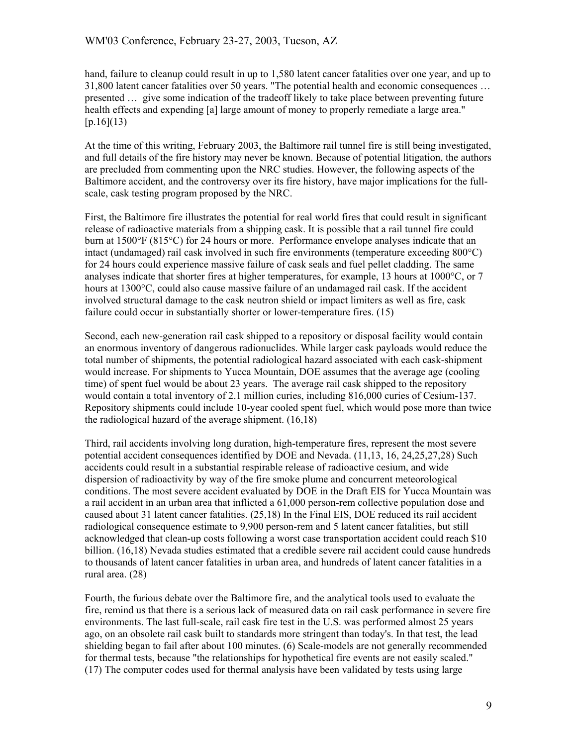hand, failure to cleanup could result in up to 1,580 latent cancer fatalities over one year, and up to 31,800 latent cancer fatalities over 50 years. "The potential health and economic consequences … presented … give some indication of the tradeoff likely to take place between preventing future health effects and expending [a] large amount of money to properly remediate a large area." [p.16](13)

At the time of this writing, February 2003, the Baltimore rail tunnel fire is still being investigated, and full details of the fire history may never be known. Because of potential litigation, the authors are precluded from commenting upon the NRC studies. However, the following aspects of the Baltimore accident, and the controversy over its fire history, have major implications for the full-scale, cask testing program proposed by the NRC.

First, the Baltimore fire illustrates the potential for real world fires that could result in significant release of radioactive materials from a shipping cask. It is possible that a rail tunnel fire could burn at 1500°F (815°C) for 24 hours or more. Performance envelope analyses indicate that an intact (undamaged) rail cask involved in such fire environments (temperature exceeding 800°C) for 24 hours could experience massive failure of cask seals and fuel pellet cladding. The same analyses indicate that shorter fires at higher temperatures, for example, 13 hours at 1000°C, or 7 hours at 1300°C, could also cause massive failure of an undamaged rail cask. If the accident involved structural damage to the cask neutron shield or impact limiters as well as fire, cask failure could occur in substantially shorter or lower-temperature fires. (15)

Second, each new-generation rail cask shipped to a repository or disposal facility would contain an enormous inventory of dangerous radionuclides. While larger cask payloads would reduce the total number of shipments, the potential radiological hazard associated with each cask-shipment would increase. For shipments to Yucca Mountain, DOE assumes that the average age (cooling time) of spent fuel would be about 23 years. The average rail cask shipped to the repository would contain a total inventory of 2.1 million curies, including 816,000 curies of Cesium-137. Repository shipments could include 10-year cooled spent fuel, which would pose more than twice the radiological hazard of the average shipment. (16,18)

Third, rail accidents involving long duration, high-temperature fires, represent the most severe potential accident consequences identified by DOE and Nevada. (11,13, 16, 24,25,27,28) Such accidents could result in a substantial respirable release of radioactive cesium, and wide dispersion of radioactivity by way of the fire smoke plume and concurrent meteorological conditions. The most severe accident evaluated by DOE in the Draft EIS for Yucca Mountain was a rail accident in an urban area that inflicted a 61,000 person-rem collective population dose and caused about 31 latent cancer fatalities. (25,18) In the Final EIS, DOE reduced its rail accident radiological consequence estimate to 9,900 person-rem and 5 latent cancer fatalities, but still acknowledged that clean-up costs following a worst case transportation accident could reach $10 billion. (16,18) Nevada studies estimated that a credible severe rail accident could cause hundreds to thousands of latent cancer fatalities in urban area, and hundreds of latent cancer fatalities in a rural area. (28)

Fourth, the furious debate over the Baltimore fire, and the analytical tools used to evaluate the fire, remind us that there is a serious lack of measured data on rail cask performance in severe fire environments. The last full-scale, rail cask fire test in the U.S. was performed almost 25 years ago, on an obsolete rail cask built to standards more stringent than today's. In that test, the lead shielding began to fail after about 100 minutes. (6) Scale-models are not generally recommended for thermal tests, because "the relationships for hypothetical fire events are not easily scaled." (17) The computer codes used for thermal analysis have been validated by tests using large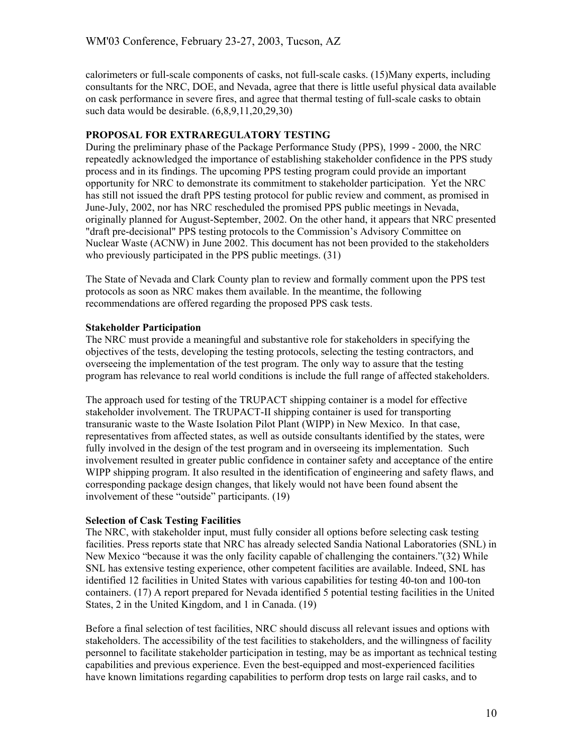calorimeters or full-scale components of casks, not full-scale casks. (15)Many experts, including consultants for the NRC, DOE, and Nevada, agree that there is little useful physical data available on cask performance in severe fires, and agree that thermal testing of full-scale casks to obtain such data would be desirable. (6,8,9,11,20,29,30)

## PROPOSAL FOR EXTRAREGULATORY TESTING

During the preliminary phase of the Package Performance Study (PPS), 1999 - 2000, the NRC repeatedly acknowledged the importance of establishing stakeholder confidence in the PPS study process and in its findings. The upcoming PPS testing program could provide an important opportunity for NRC to demonstrate its commitment to stakeholder participation. Yet the NRC has still not issued the draft PPS testing protocol for public review and comment, as promised in June-July, 2002, nor has NRC rescheduled the promised PPS public meetings in Nevada, originally planned for August-September, 2002. On the other hand, it appears that NRC presented "draft pre-decisional" PPS testing protocols to the Commission's Advisory Committee on Nuclear Waste (ACNW) in June 2002. This document has not been provided to the stakeholders who previously participated in the PPS public meetings. (31)

The State of Nevada and Clark County plan to review and formally comment upon the PPS test protocols as soon as NRC makes them available. In the meantime, the following recommendations are offered regarding the proposed PPS cask tests.

### Stakeholder Participation

The NRC must provide a meaningful and substantive role for stakeholders in specifying the objectives of the tests, developing the testing protocols, selecting the testing contractors, and overseeing the implementation of the test program. The only way to assure that the testing program has relevance to real world conditions is include the full range of affected stakeholders.

The approach used for testing of the TRUPACT shipping container is a model for effective stakeholder involvement. The TRUPACT-II shipping container is used for transporting transuranic waste to the Waste Isolation Pilot Plant (WIPP) in New Mexico. In that case, representatives from affected states, as well as outside consultants identified by the states, were fully involved in the design of the test program and in overseeing its implementation. Such involvement resulted in greater public confidence in container safety and acceptance of the entire WIPP shipping program. It also resulted in the identification of engineering and safety flaws, and corresponding package design changes, that likely would not have been found absent the involvement of these "outside" participants. (19)

### Selection of Cask Testing Facilities

The NRC, with stakeholder input, must fully consider all options before selecting cask testing facilities. Press reports state that NRC has already selected Sandia National Laboratories (SNL) in New Mexico "because it was the only facility capable of challenging the containers."(32) While SNL has extensive testing experience, other competent facilities are available. Indeed, SNL has identified 12 facilities in United States with various capabilities for testing 40-ton and 100-ton containers. (17) A report prepared for Nevada identified 5 potential testing facilities in the United States, 2 in the United Kingdom, and 1 in Canada. (19)

Before a final selection of test facilities, NRC should discuss all relevant issues and options with stakeholders. The accessibility of the test facilities to stakeholders, and the willingness of facility personnel to facilitate stakeholder participation in testing, may be as important as technical testing capabilities and previous experience. Even the best-equipped and most-experienced facilities have known limitations regarding capabilities to perform drop tests on large rail casks, and to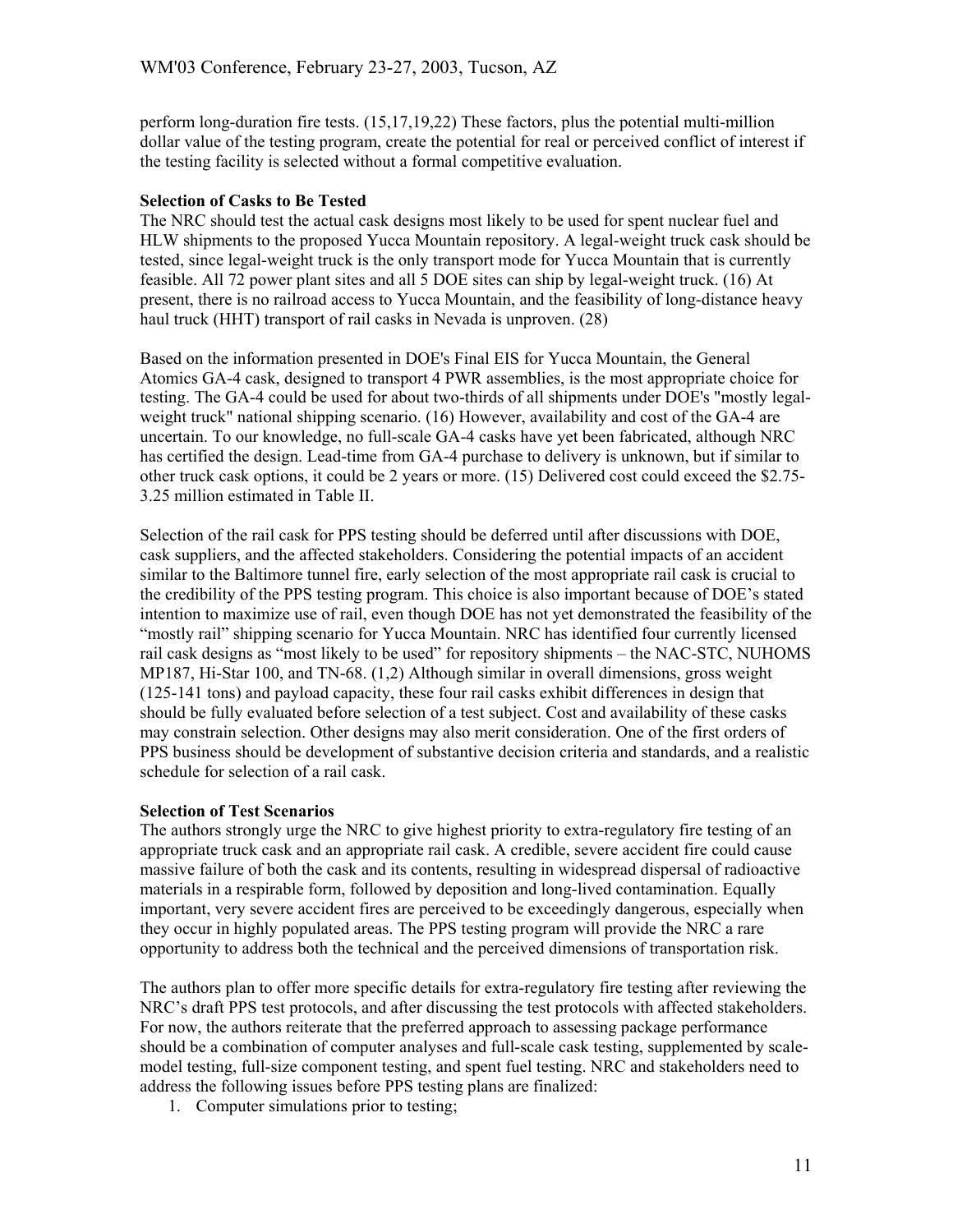perform long-duration fire tests. (15,17,19,22) These factors, plus the potential multi-million dollar value of the testing program, create the potential for real or perceived conflict of interest if the testing facility is selected without a formal competitive evaluation.

**Selection of Casks to Be Tested**

The NRC should test the actual cask designs most likely to be used for spent nuclear fuel and HLW shipments to the proposed Yucca Mountain repository. A legal-weight truck cask should be tested, since legal-weight truck is the only transport mode for Yucca Mountain that is currently feasible. All 72 power plant sites and all 5 DOE sites can ship by legal-weight truck. (16) At present, there is no railroad access to Yucca Mountain, and the feasibility of long-distance heavy haul truck (HHT) transport of rail casks in Nevada is unproven. (28)

Based on the information presented in DOE's Final EIS for Yucca Mountain, the General Atomics GA-4 cask, designed to transport 4 PWR assemblies, is the most appropriate choice for testing. The GA-4 could be used for about two-thirds of all shipments under DOE's "mostly legal-weight truck" national shipping scenario. (16) However, availability and cost of the GA-4 are uncertain. To our knowledge, no full-scale GA-4 casks have yet been fabricated, although NRC has certified the design. Lead-time from GA-4 purchase to delivery is unknown, but if similar to other truck cask options, it could be 2 years or more. (15) Delivered cost could exceed the $2.75-3.25 million estimated in Table II.

Selection of the rail cask for PPS testing should be deferred until after discussions with DOE, cask suppliers, and the affected stakeholders. Considering the potential impacts of an accident similar to the Baltimore tunnel fire, early selection of the most appropriate rail cask is crucial to the credibility of the PPS testing program. This choice is also important because of DOE's stated intention to maximize use of rail, even though DOE has not yet demonstrated the feasibility of the "mostly rail" shipping scenario for Yucca Mountain. NRC has identified four currently licensed rail cask designs as "most likely to be used" for repository shipments – the NAC-STC, NUHOMS MP187, Hi-Star 100, and TN-68. (1,2) Although similar in overall dimensions, gross weight (125-141 tons) and payload capacity, these four rail casks exhibit differences in design that should be fully evaluated before selection of a test subject. Cost and availability of these casks may constrain selection. Other designs may also merit consideration. One of the first orders of PPS business should be development of substantive decision criteria and standards, and a realistic schedule for selection of a rail cask.

**Selection of Test Scenarios**

The authors strongly urge the NRC to give highest priority to extra-regulatory fire testing of an appropriate truck cask and an appropriate rail cask. A credible, severe accident fire could cause massive failure of both the cask and its contents, resulting in widespread dispersal of radioactive materials in a respirable form, followed by deposition and long-lived contamination. Equally important, very severe accident fires are perceived to be exceedingly dangerous, especially when they occur in highly populated areas. The PPS testing program will provide the NRC a rare opportunity to address both the technical and the perceived dimensions of transportation risk.

The authors plan to offer more specific details for extra-regulatory fire testing after reviewing the NRC's draft PPS test protocols, and after discussing the test protocols with affected stakeholders. For now, the authors reiterate that the preferred approach to assessing package performance should be a combination of computer analyses and full-scale cask testing, supplemented by scale-model testing, full-size component testing, and spent fuel testing. NRC and stakeholders need to address the following issues before PPS testing plans are finalized:

1. Computer simulations prior to testing;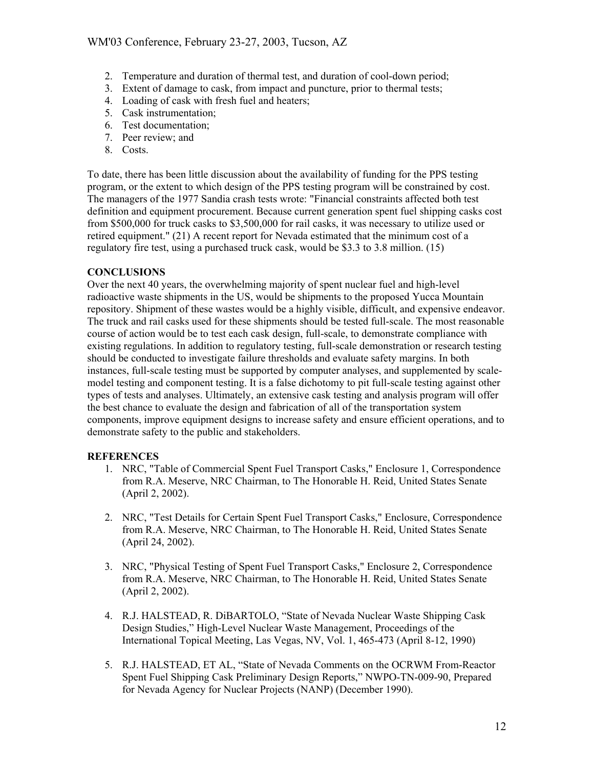2. Temperature and duration of thermal test, and duration of cool-down period;
3. Extent of damage to cask, from impact and puncture, prior to thermal tests;
4. Loading of cask with fresh fuel and heaters;
5. Cask instrumentation;
6. Test documentation;
7. Peer review; and
8. Costs.

To date, there has been little discussion about the availability of funding for the PPS testing program, or the extent to which design of the PPS testing program will be constrained by cost. The managers of the 1977 Sandia crash tests wrote: "Financial constraints affected both test definition and equipment procurement. Because current generation spent fuel shipping casks cost from $500,000 for truck casks to $3,500,000 for rail casks, it was necessary to utilize used or retired equipment." (21) A recent report for Nevada estimated that the minimum cost of a regulatory fire test, using a purchased truck cask, would be $3.3 to 3.8 million. (15)

## CONCLUSIONS

Over the next 40 years, the overwhelming majority of spent nuclear fuel and high-level radioactive waste shipments in the US, would be shipments to the proposed Yucca Mountain repository. Shipment of these wastes would be a highly visible, difficult, and expensive endeavor. The truck and rail casks used for these shipments should be tested full-scale. The most reasonable course of action would be to test each cask design, full-scale, to demonstrate compliance with existing regulations. In addition to regulatory testing, full-scale demonstration or research testing should be conducted to investigate failure thresholds and evaluate safety margins. In both instances, full-scale testing must be supported by computer analyses, and supplemented by scale-model testing and component testing. It is a false dichotomy to pit full-scale testing against other types of tests and analyses. Ultimately, an extensive cask testing and analysis program will offer the best chance to evaluate the design and fabrication of all of the transportation system components, improve equipment designs to increase safety and ensure efficient operations, and to demonstrate safety to the public and stakeholders.

## REFERENCES

1. NRC, "Table of Commercial Spent Fuel Transport Casks," Enclosure 1, Correspondence from R.A. Meserve, NRC Chairman, to The Honorable H. Reid, United States Senate (April 2, 2002).

2. NRC, "Test Details for Certain Spent Fuel Transport Casks," Enclosure, Correspondence from R.A. Meserve, NRC Chairman, to The Honorable H. Reid, United States Senate (April 24, 2002).

3. NRC, "Physical Testing of Spent Fuel Transport Casks," Enclosure 2, Correspondence from R.A. Meserve, NRC Chairman, to The Honorable H. Reid, United States Senate (April 2, 2002).

4. R.J. HALSTEAD, R. DiBARTOLO, "State of Nevada Nuclear Waste Shipping Cask Design Studies," High-Level Nuclear Waste Management, Proceedings of the International Topical Meeting, Las Vegas, NV, Vol. 1, 465-473 (April 8-12, 1990)

5. R.J. HALSTEAD, ET AL, "State of Nevada Comments on the OCRWM From-Reactor Spent Fuel Shipping Cask Preliminary Design Reports," NWPO-TN-009-90, Prepared for Nevada Agency for Nuclear Projects (NANP) (December 1990).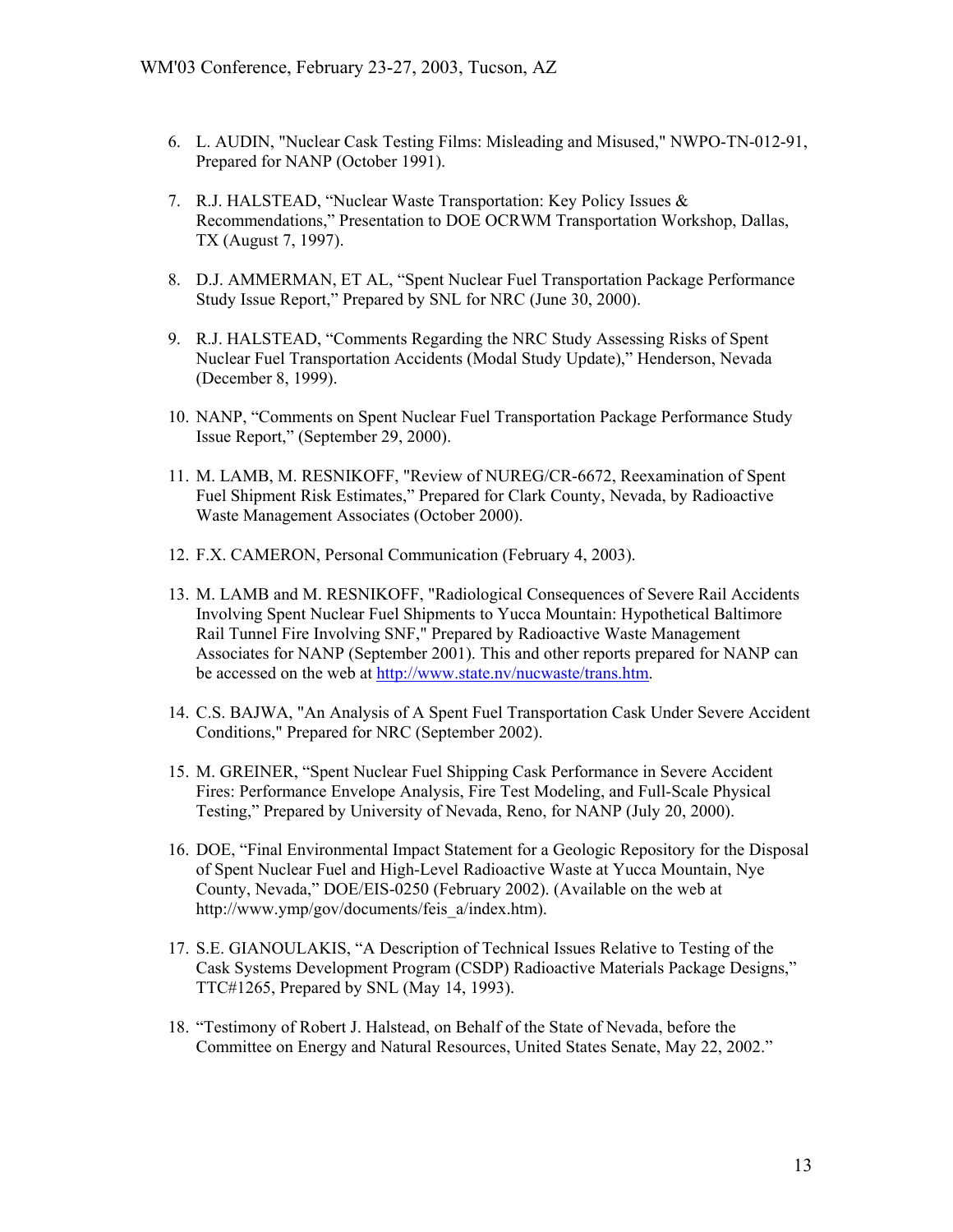6. L. AUDIN, "Nuclear Cask Testing Films: Misleading and Misused," NWPO-TN-012-91, Prepared for NANP (October 1991).

7. R.J. HALSTEAD, "Nuclear Waste Transportation: Key Policy Issues & Recommendations," Presentation to DOE OCRWM Transportation Workshop, Dallas, TX (August 7, 1997).

8. D.J. AMMERMAN, ET AL, "Spent Nuclear Fuel Transportation Package Performance Study Issue Report," Prepared by SNL for NRC (June 30, 2000).

9. R.J. HALSTEAD, "Comments Regarding the NRC Study Assessing Risks of Spent Nuclear Fuel Transportation Accidents (Modal Study Update)," Henderson, Nevada (December 8, 1999).

10. NANP, "Comments on Spent Nuclear Fuel Transportation Package Performance Study Issue Report," (September 29, 2000).

11. M. LAMB, M. RESNIKOFF, "Review of NUREG/CR-6672, Reexamination of Spent Fuel Shipment Risk Estimates," Prepared for Clark County, Nevada, by Radioactive Waste Management Associates (October 2000).

12. F.X. CAMERON, Personal Communication (February 4, 2003).

13. M. LAMB and M. RESNIKOFF, "Radiological Consequences of Severe Rail Accidents Involving Spent Nuclear Fuel Shipments to Yucca Mountain: Hypothetical Baltimore Rail Tunnel Fire Involving SNF," Prepared by Radioactive Waste Management Associates for NANP (September 2001). This and other reports prepared for NANP can be accessed on the web at http://www.state.nv/nucwaste/trans.htm.

14. C.S. BAJWA, "An Analysis of A Spent Fuel Transportation Cask Under Severe Accident Conditions," Prepared for NRC (September 2002).

15. M. GREINER, "Spent Nuclear Fuel Shipping Cask Performance in Severe Accident Fires: Performance Envelope Analysis, Fire Test Modeling, and Full-Scale Physical Testing," Prepared by University of Nevada, Reno, for NANP (July 20, 2000).

16. DOE, "Final Environmental Impact Statement for a Geologic Repository for the Disposal of Spent Nuclear Fuel and High-Level Radioactive Waste at Yucca Mountain, Nye County, Nevada," DOE/EIS-0250 (February 2002). (Available on the web at http://www.ymp/gov/documents/feis_a/index.htm).

17. S.E. GIANOULAKIS, "A Description of Technical Issues Relative to Testing of the Cask Systems Development Program (CSDP) Radioactive Materials Package Designs," TTC#1265, Prepared by SNL (May 14, 1993).

18. "Testimony of Robert J. Halstead, on Behalf of the State of Nevada, before the Committee on Energy and Natural Resources, United States Senate, May 22, 2002."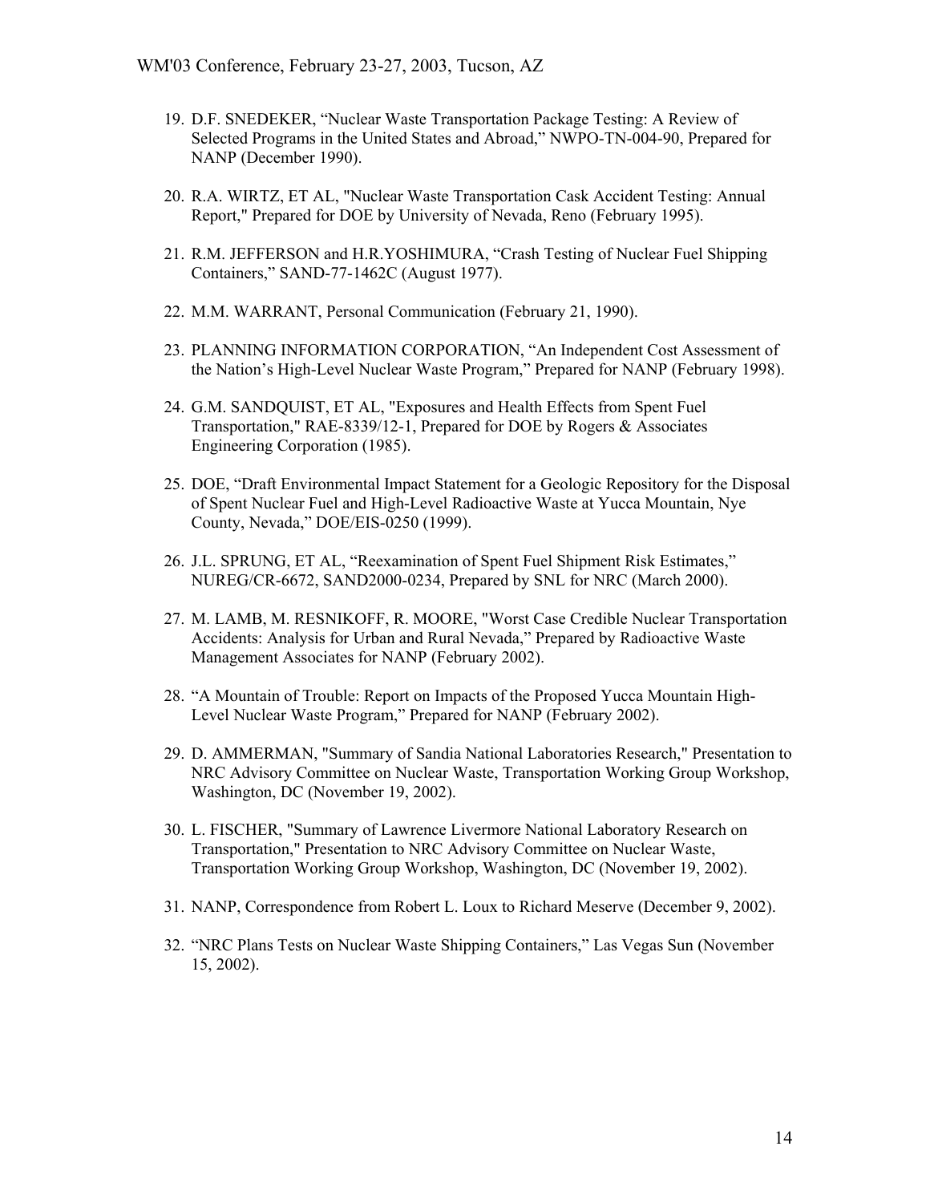19. D.F. SNEDEKER, “Nuclear Waste Transportation Package Testing: A Review of Selected Programs in the United States and Abroad,” NWPO-TN-004-90, Prepared for NANP (December 1990).

20. R.A. WIRTZ, ET AL, "Nuclear Waste Transportation Cask Accident Testing: Annual Report," Prepared for DOE by University of Nevada, Reno (February 1995).

21. R.M. JEFFERSON and H.R.YOSHIMURA, “Crash Testing of Nuclear Fuel Shipping Containers,” SAND-77-1462C (August 1977).

22. M.M. WARRANT, Personal Communication (February 21, 1990).

23. PLANNING INFORMATION CORPORATION, “An Independent Cost Assessment of the Nation’s High-Level Nuclear Waste Program,” Prepared for NANP (February 1998).

24. G.M. SANDQUIST, ET AL, "Exposures and Health Effects from Spent Fuel Transportation," RAE-8339/12-1, Prepared for DOE by Rogers & Associates Engineering Corporation (1985).

25. DOE, “Draft Environmental Impact Statement for a Geologic Repository for the Disposal of Spent Nuclear Fuel and High-Level Radioactive Waste at Yucca Mountain, Nye County, Nevada,” DOE/EIS-0250 (1999).

26. J.L. SPRUNG, ET AL, “Reexamination of Spent Fuel Shipment Risk Estimates,” NUREG/CR-6672, SAND2000-0234, Prepared by SNL for NRC (March 2000).

27. M. LAMB, M. RESNIKOFF, R. MOORE, "Worst Case Credible Nuclear Transportation Accidents: Analysis for Urban and Rural Nevada,” Prepared by Radioactive Waste Management Associates for NANP (February 2002).

28. “A Mountain of Trouble: Report on Impacts of the Proposed Yucca Mountain High-Level Nuclear Waste Program,” Prepared for NANP (February 2002).

29. D. AMMERMAN, "Summary of Sandia National Laboratories Research," Presentation to NRC Advisory Committee on Nuclear Waste, Transportation Working Group Workshop, Washington, DC (November 19, 2002).

30. L. FISCHER, "Summary of Lawrence Livermore National Laboratory Research on Transportation," Presentation to NRC Advisory Committee on Nuclear Waste, Transportation Working Group Workshop, Washington, DC (November 19, 2002).

31. NANP, Correspondence from Robert L. Loux to Richard Meserve (December 9, 2002).

32. “NRC Plans Tests on Nuclear Waste Shipping Containers,” Las Vegas Sun (November 15, 2002).